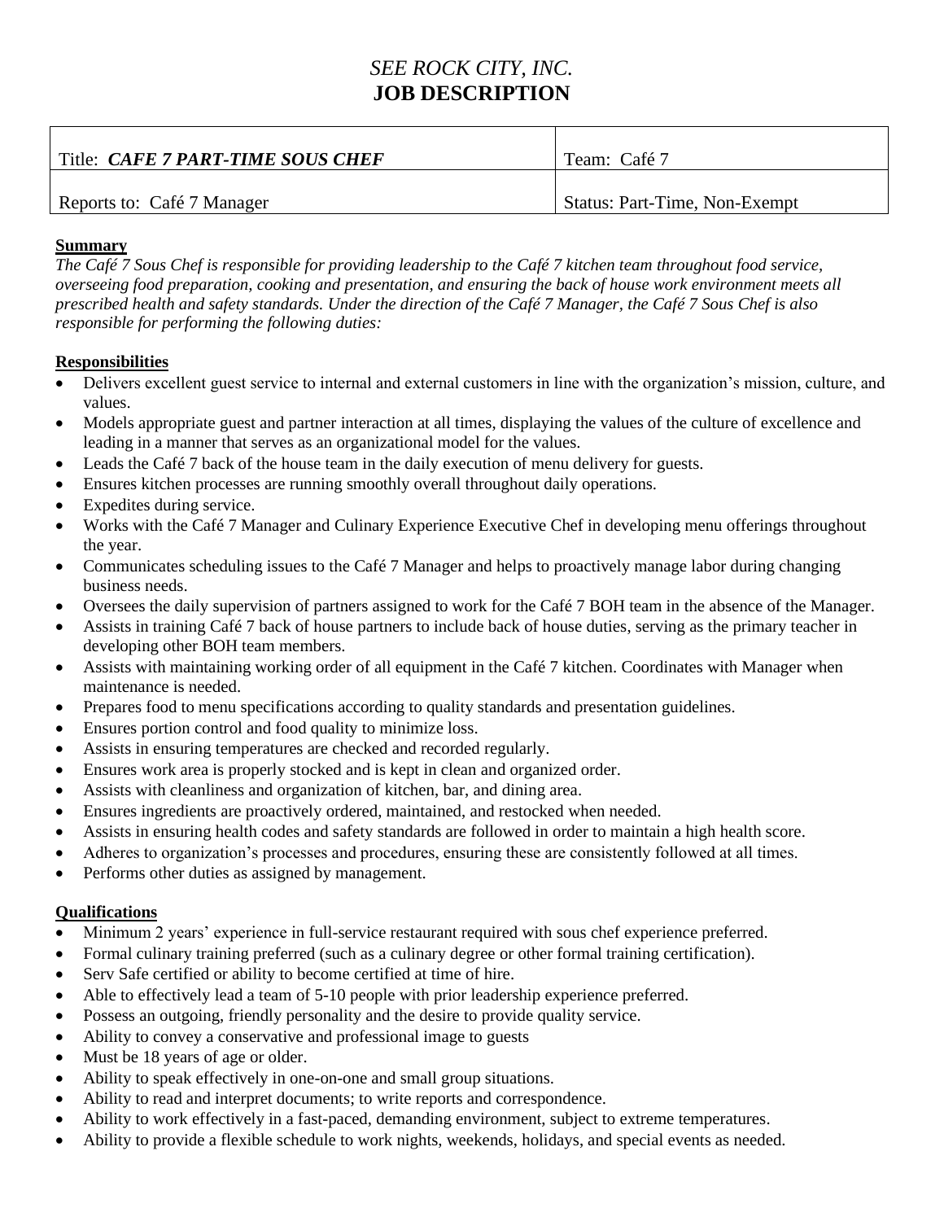# *SEE ROCK CITY, INC.*
# **JOB DESCRIPTION**

| Title: ***CAFE 7 PART-TIME SOUS CHEF*** | Team: Café 7 |
|---|---|
| Reports to: Café 7 Manager | Status: Part-Time, Non-Exempt |

**Summary**

*The Café 7 Sous Chef is responsible for providing leadership to the Café 7 kitchen team throughout food service, overseeing food preparation, cooking and presentation, and ensuring the back of house work environment meets all prescribed health and safety standards. Under the direction of the Café 7 Manager, the Café 7 Sous Chef is also responsible for performing the following duties:*

**Responsibilities**

- Delivers excellent guest service to internal and external customers in line with the organization's mission, culture, and values.
- Models appropriate guest and partner interaction at all times, displaying the values of the culture of excellence and leading in a manner that serves as an organizational model for the values.
- Leads the Café 7 back of the house team in the daily execution of menu delivery for guests.
- Ensures kitchen processes are running smoothly overall throughout daily operations.
- Expedites during service.
- Works with the Café 7 Manager and Culinary Experience Executive Chef in developing menu offerings throughout the year.
- Communicates scheduling issues to the Café 7 Manager and helps to proactively manage labor during changing business needs.
- Oversees the daily supervision of partners assigned to work for the Café 7 BOH team in the absence of the Manager.
- Assists in training Café 7 back of house partners to include back of house duties, serving as the primary teacher in developing other BOH team members.
- Assists with maintaining working order of all equipment in the Café 7 kitchen. Coordinates with Manager when maintenance is needed.
- Prepares food to menu specifications according to quality standards and presentation guidelines.
- Ensures portion control and food quality to minimize loss.
- Assists in ensuring temperatures are checked and recorded regularly.
- Ensures work area is properly stocked and is kept in clean and organized order.
- Assists with cleanliness and organization of kitchen, bar, and dining area.
- Ensures ingredients are proactively ordered, maintained, and restocked when needed.
- Assists in ensuring health codes and safety standards are followed in order to maintain a high health score.
- Adheres to organization's processes and procedures, ensuring these are consistently followed at all times.
- Performs other duties as assigned by management.

**Qualifications**

- Minimum 2 years' experience in full-service restaurant required with sous chef experience preferred.
- Formal culinary training preferred (such as a culinary degree or other formal training certification).
- Serv Safe certified or ability to become certified at time of hire.
- Able to effectively lead a team of 5-10 people with prior leadership experience preferred.
- Possess an outgoing, friendly personality and the desire to provide quality service.
- Ability to convey a conservative and professional image to guests
- Must be 18 years of age or older.
- Ability to speak effectively in one-on-one and small group situations.
- Ability to read and interpret documents; to write reports and correspondence.
- Ability to work effectively in a fast-paced, demanding environment, subject to extreme temperatures.
- Ability to provide a flexible schedule to work nights, weekends, holidays, and special events as needed.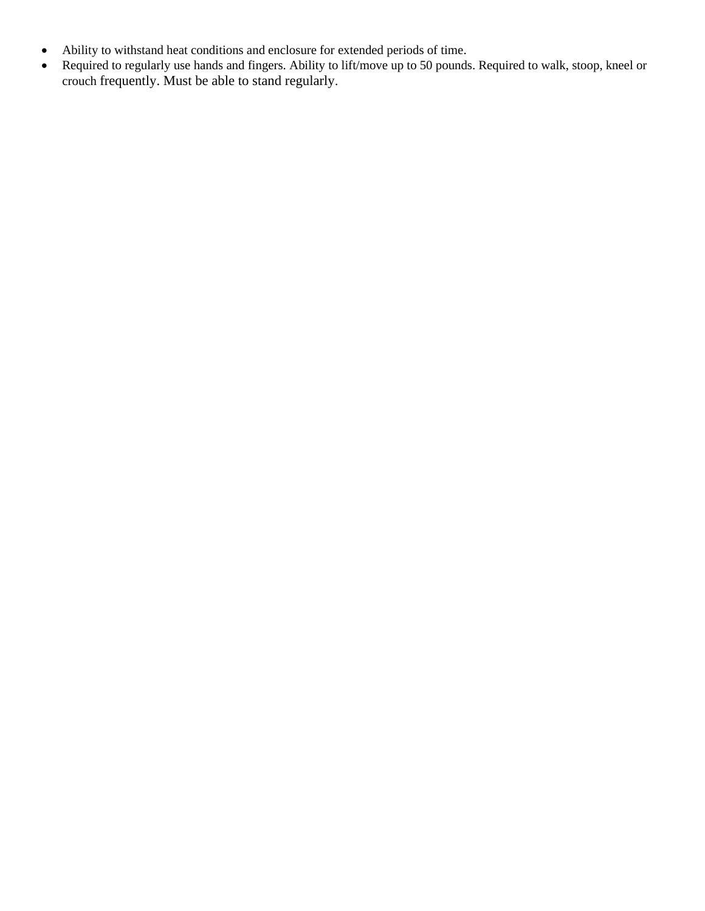- Ability to withstand heat conditions and enclosure for extended periods of time.
- Required to regularly use hands and fingers. Ability to lift/move up to 50 pounds. Required to walk, stoop, kneel or crouch frequently. Must be able to stand regularly.